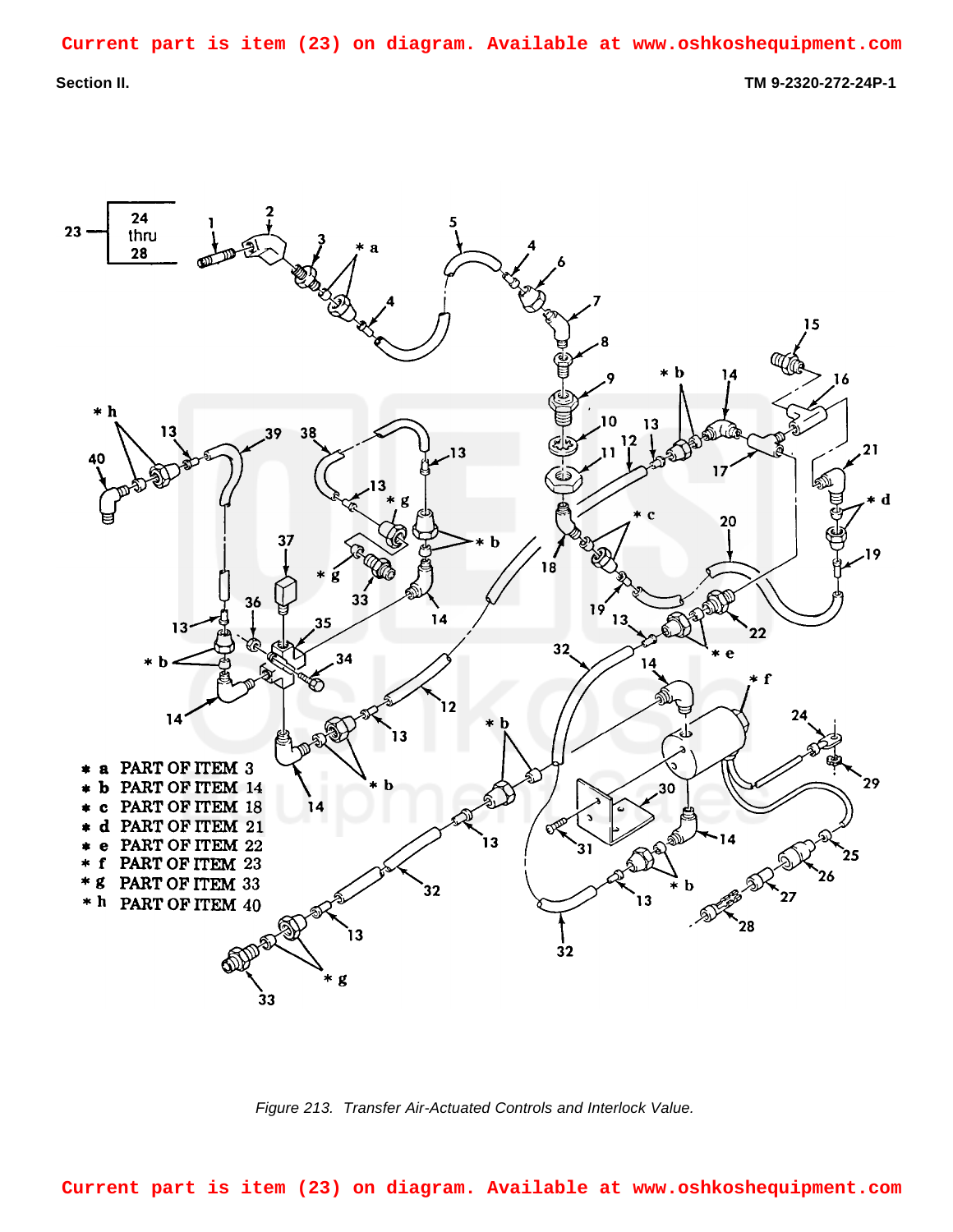Current part is item (23) on diagram. Available at www.oshkoshequipment.com

Section II.

TM 9-2320-272-24P-1

23 — 24 thru 28

* a PART OF ITEM 3
* b PART OF ITEM 14
* c PART OF ITEM 18
* d PART OF ITEM 21
* e PART OF ITEM 22
* f PART OF ITEM 23
* g PART OF ITEM 33
* h PART OF ITEM 40

*Figure 213. Transfer Air-Actuated Controls and Interlock Value.*

Current part is item (23) on diagram. Available at www.oshkoshequipment.com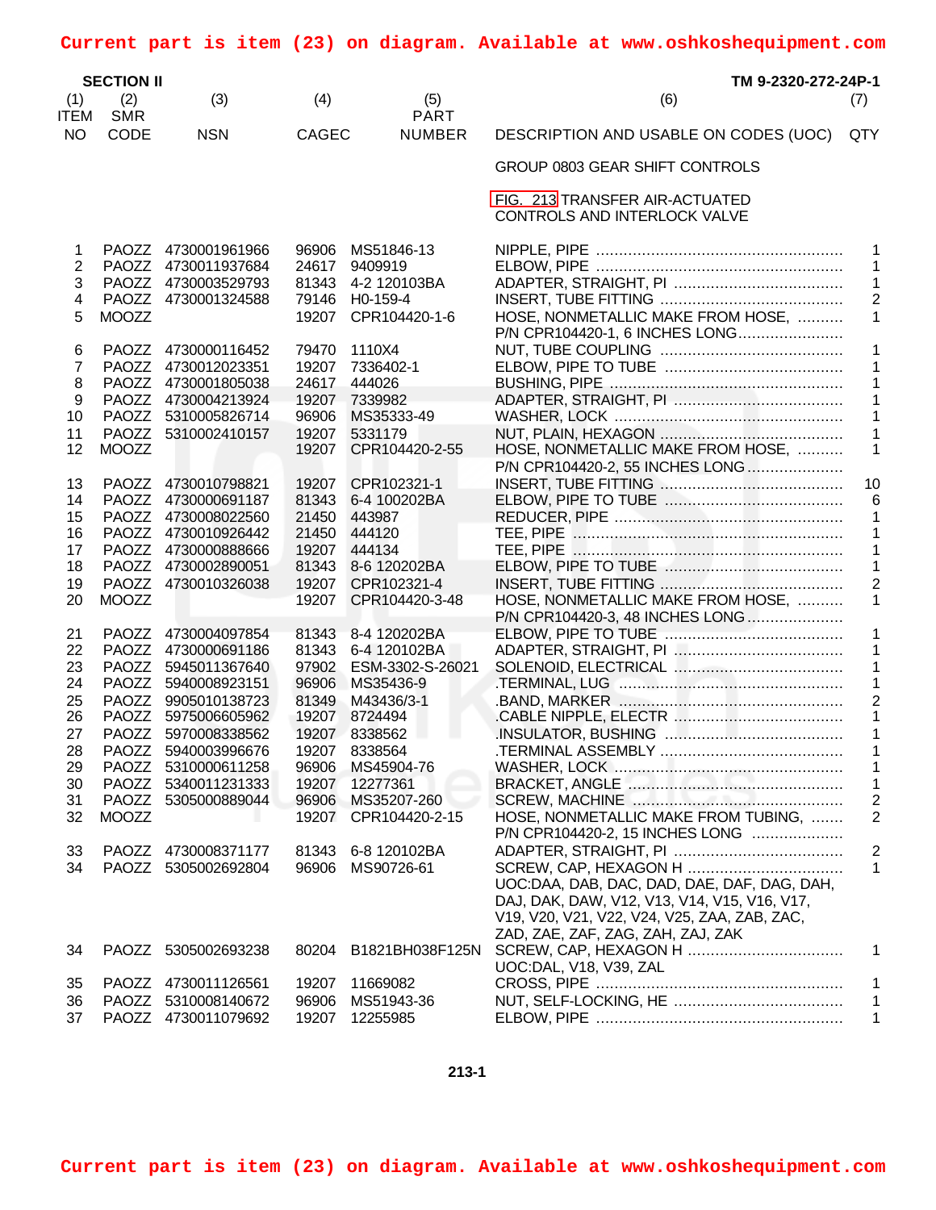**Current part is item (23) on diagram. Available at www.oshkoshequipment.com**

SECTION II

TM 9-2320-272-24P-1

| (1) ITEM NO | (2) SMR CODE | (3) NSN | (4) CAGEC | (5) PART NUMBER | (6) DESCRIPTION AND USABLE ON CODES (UOC) | (7) QTY |
|---|---|---|---|---|---|---|
| | | | | | GROUP 0803 GEAR SHIFT CONTROLS | |
| | | | | | FIG. 213 TRANSFER AIR-ACTUATED CONTROLS AND INTERLOCK VALVE | |
| 1 | PAOZZ | 4730001961966 | 96906 | MS51846-13 | NIPPLE, PIPE | 1 |
| 2 | PAOZZ | 4730011937684 | 24617 | 9409919 | ELBOW, PIPE | 1 |
| 3 | PAOZZ | 4730003529793 | 81343 | 4-2 120103BA | ADAPTER, STRAIGHT, PI | 1 |
| 4 | PAOZZ | 4730001324588 | 79146 | H0-159-4 | INSERT, TUBE FITTING | 2 |
| 5 | MOOZZ | | 19207 | CPR104420-1-6 | HOSE, NONMETALLIC MAKE FROM HOSE, P/N CPR104420-1, 6 INCHES LONG | 1 |
| 6 | PAOZZ | 4730000116452 | 79470 | 1110X4 | NUT, TUBE COUPLING | 1 |
| 7 | PAOZZ | 4730012023351 | 19207 | 7336402-1 | ELBOW, PIPE TO TUBE | 1 |
| 8 | PAOZZ | 4730001805038 | 24617 | 444026 | BUSHING, PIPE | 1 |
| 9 | PAOZZ | 4730004213924 | 19207 | 7339982 | ADAPTER, STRAIGHT, PI | 1 |
| 10 | PAOZZ | 5310005826714 | 96906 | MS35333-49 | WASHER, LOCK | 1 |
| 11 | PAOZZ | 5310002410157 | 19207 | 5331179 | NUT, PLAIN, HEXAGON | 1 |
| 12 | MOOZZ | | 19207 | CPR104420-2-55 | HOSE, NONMETALLIC MAKE FROM HOSE, P/N CPR104420-2, 55 INCHES LONG | 1 |
| 13 | PAOZZ | 4730010798821 | 19207 | CPR102321-1 | INSERT, TUBE FITTING | 10 |
| 14 | PAOZZ | 4730000691187 | 81343 | 6-4 100202BA | ELBOW, PIPE TO TUBE | 6 |
| 15 | PAOZZ | 4730008022560 | 21450 | 443987 | REDUCER, PIPE | 1 |
| 16 | PAOZZ | 4730010926442 | 21450 | 444120 | TEE, PIPE | 1 |
| 17 | PAOZZ | 4730000888666 | 19207 | 444134 | TEE, PIPE | 1 |
| 18 | PAOZZ | 4730002890051 | 81343 | 8-6 120202BA | ELBOW, PIPE TO TUBE | 1 |
| 19 | PAOZZ | 4730010326038 | 19207 | CPR102321-4 | INSERT, TUBE FITTING | 2 |
| 20 | MOOZZ | | 19207 | CPR104420-3-48 | HOSE, NONMETALLIC MAKE FROM HOSE, P/N CPR104420-3, 48 INCHES LONG | 1 |
| 21 | PAOZZ | 4730004097854 | 81343 | 8-4 120202BA | ELBOW, PIPE TO TUBE | 1 |
| 22 | PAOZZ | 4730000691186 | 81343 | 6-4 120102BA | ADAPTER, STRAIGHT, PI | 1 |
| 23 | PAOZZ | 5945011367640 | 97902 | ESM-3302-S-26021 | SOLENOID, ELECTRICAL | 1 |
| 24 | PAOZZ | 5940008923151 | 96906 | MS35436-9 | .TERMINAL, LUG | 1 |
| 25 | PAOZZ | 9905010138723 | 81349 | M43436/3-1 | .BAND, MARKER | 2 |
| 26 | PAOZZ | 5975006605962 | 19207 | 8724494 | .CABLE NIPPLE, ELECTR | 1 |
| 27 | PAOZZ | 5970008338562 | 19207 | 8338562 | .INSULATOR, BUSHING | 1 |
| 28 | PAOZZ | 5940003996676 | 19207 | 8338564 | .TERMINAL ASSEMBLY | 1 |
| 29 | PAOZZ | 5310000611258 | 96906 | MS45904-76 | WASHER, LOCK | 1 |
| 30 | PAOZZ | 5340011231333 | 19207 | 12277361 | BRACKET, ANGLE | 1 |
| 31 | PAOZZ | 5305000889044 | 96906 | MS35207-260 | SCREW, MACHINE | 2 |
| 32 | MOOZZ | | 19207 | CPR104420-2-15 | HOSE, NONMETALLIC MAKE FROM TUBING, P/N CPR104420-2, 15 INCHES LONG | 2 |
| 33 | PAOZZ | 4730008371177 | 81343 | 6-8 120102BA | ADAPTER, STRAIGHT, PI | 2 |
| 34 | PAOZZ | 5305002692804 | 96906 | MS90726-61 | SCREW, CAP, HEXAGON H UOC:DAA, DAB, DAC, DAD, DAE, DAF, DAG, DAH, DAJ, DAK, DAW, V12, V13, V14, V15, V16, V17, V19, V20, V21, V22, V24, V25, ZAA, ZAB, ZAC, ZAD, ZAE, ZAF, ZAG, ZAH, ZAJ, ZAK | 1 |
| 34 | PAOZZ | 5305002693238 | 80204 | B1821BH038F125N | SCREW, CAP, HEXAGON H UOC:DAL, V18, V39, ZAL | 1 |
| 35 | PAOZZ | 4730011126561 | 19207 | 11669082 | CROSS, PIPE | 1 |
| 36 | PAOZZ | 5310008140672 | 96906 | MS51943-36 | NUT, SELF-LOCKING, HE | 1 |
| 37 | PAOZZ | 4730011079692 | 19207 | 12255985 | ELBOW, PIPE | 1 |

**Current part is item (23) on diagram. Available at www.oshkoshequipment.com**